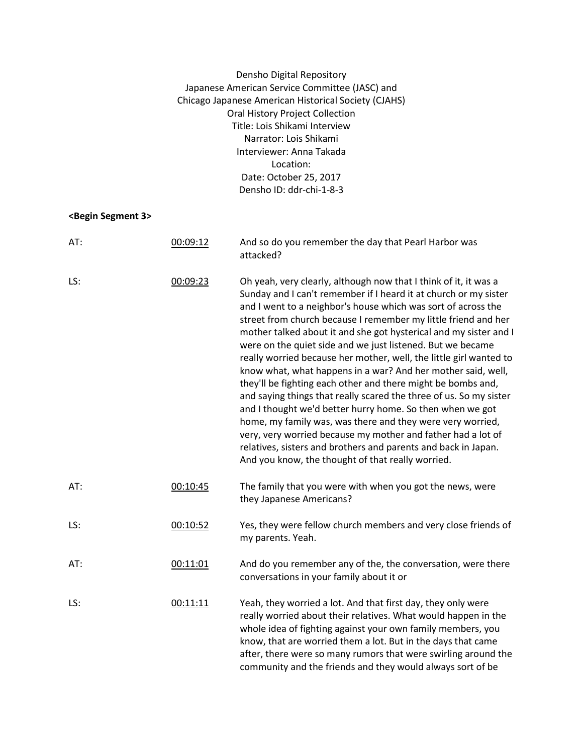Densho Digital Repository
Japanese American Service Committee (JASC) and
Chicago Japanese American Historical Society (CJAHS)
Oral History Project Collection
Title: Lois Shikami Interview
Narrator: Lois Shikami
Interviewer: Anna Takada
Location:
Date: October 25, 2017
Densho ID: ddr-chi-1-8-3

**<Begin Segment 3>**

| | | |
|---|---|---|
| AT: | 00:09:12 | And so do you remember the day that Pearl Harbor was attacked? |
| LS: | 00:09:23 | Oh yeah, very clearly, although now that I think of it, it was a Sunday and I can't remember if I heard it at church or my sister and I went to a neighbor's house which was sort of across the street from church because I remember my little friend and her mother talked about it and she got hysterical and my sister and I were on the quiet side and we just listened. But we became really worried because her mother, well, the little girl wanted to know what, what happens in a war? And her mother said, well, they'll be fighting each other and there might be bombs and, and saying things that really scared the three of us. So my sister and I thought we'd better hurry home. So then when we got home, my family was, was there and they were very worried, very, very worried because my mother and father had a lot of relatives, sisters and brothers and parents and back in Japan. And you know, the thought of that really worried. |
| AT: | 00:10:45 | The family that you were with when you got the news, were they Japanese Americans? |
| LS: | 00:10:52 | Yes, they were fellow church members and very close friends of my parents. Yeah. |
| AT: | 00:11:01 | And do you remember any of the, the conversation, were there conversations in your family about it or |
| LS: | 00:11:11 | Yeah, they worried a lot. And that first day, they only were really worried about their relatives. What would happen in the whole idea of fighting against your own family members, you know, that are worried them a lot. But in the days that came after, there were so many rumors that were swirling around the community and the friends and they would always sort of be |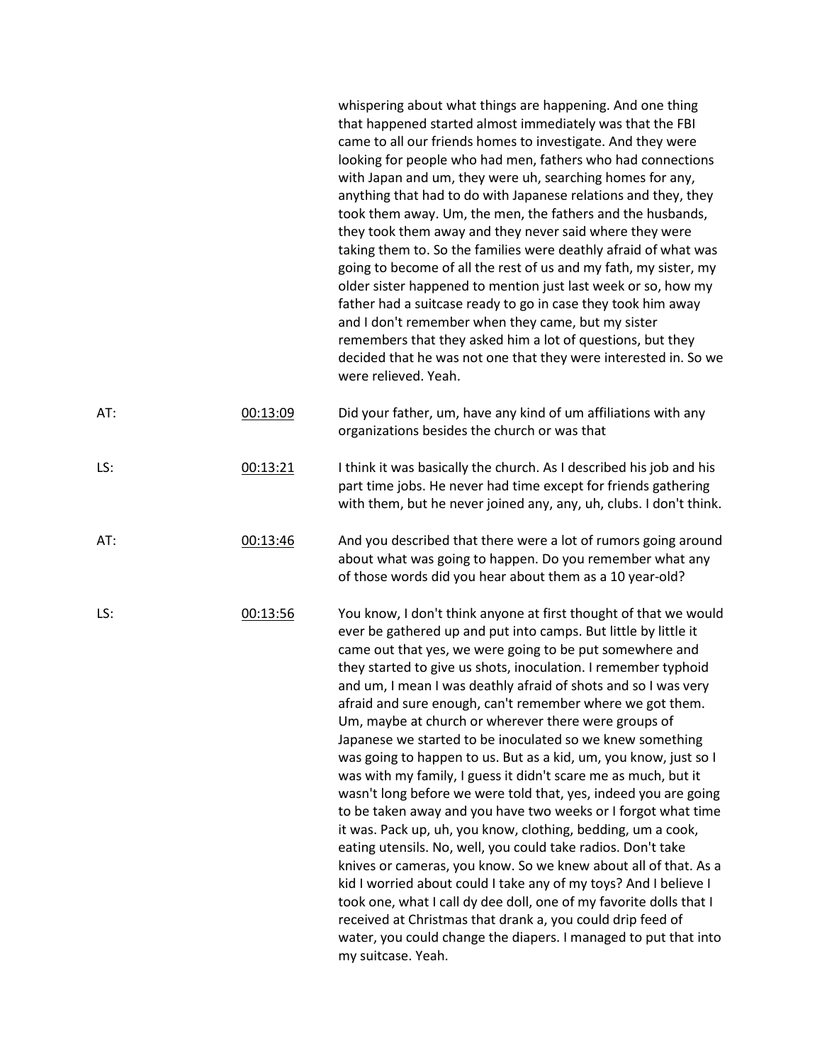whispering about what things are happening. And one thing that happened started almost immediately was that the FBI came to all our friends homes to investigate. And they were looking for people who had men, fathers who had connections with Japan and um, they were uh, searching homes for any, anything that had to do with Japanese relations and they, they took them away. Um, the men, the fathers and the husbands, they took them away and they never said where they were taking them to. So the families were deathly afraid of what was going to become of all the rest of us and my fath, my sister, my older sister happened to mention just last week or so, how my father had a suitcase ready to go in case they took him away and I don't remember when they came, but my sister remembers that they asked him a lot of questions, but they decided that he was not one that they were interested in. So we were relieved. Yeah.

| | | |
|---|---|---|
| AT: | 00:13:09 | Did your father, um, have any kind of um affiliations with any organizations besides the church or was that |
| LS: | 00:13:21 | I think it was basically the church. As I described his job and his part time jobs. He never had time except for friends gathering with them, but he never joined any, any, uh, clubs. I don't think. |
| AT: | 00:13:46 | And you described that there were a lot of rumors going around about what was going to happen. Do you remember what any of those words did you hear about them as a 10 year-old? |
| LS: | 00:13:56 | You know, I don't think anyone at first thought of that we would ever be gathered up and put into camps. But little by little it came out that yes, we were going to be put somewhere and they started to give us shots, inoculation. I remember typhoid and um, I mean I was deathly afraid of shots and so I was very afraid and sure enough, can't remember where we got them. Um, maybe at church or wherever there were groups of Japanese we started to be inoculated so we knew something was going to happen to us. But as a kid, um, you know, just so I was with my family, I guess it didn't scare me as much, but it wasn't long before we were told that, yes, indeed you are going to be taken away and you have two weeks or I forgot what time it was. Pack up, uh, you know, clothing, bedding, um a cook, eating utensils. No, well, you could take radios. Don't take knives or cameras, you know. So we knew about all of that. As a kid I worried about could I take any of my toys? And I believe I took one, what I call dy dee doll, one of my favorite dolls that I received at Christmas that drank a, you could drip feed of water, you could change the diapers. I managed to put that into my suitcase. Yeah. |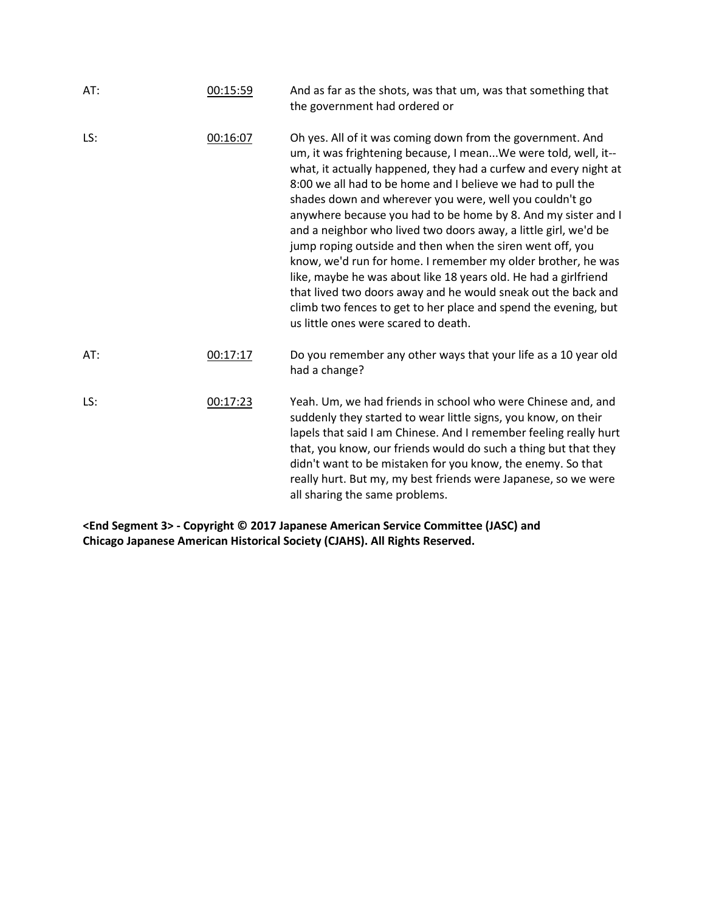| | | |
|---|---|---|
| AT: | 00:15:59 | And as far as the shots, was that um, was that something that the government had ordered or |
| LS: | 00:16:07 | Oh yes. All of it was coming down from the government. And um, it was frightening because, I mean...We were told, well, it--what, it actually happened, they had a curfew and every night at 8:00 we all had to be home and I believe we had to pull the shades down and wherever you were, well you couldn't go anywhere because you had to be home by 8. And my sister and I and a neighbor who lived two doors away, a little girl, we'd be jump roping outside and then when the siren went off, you know, we'd run for home. I remember my older brother, he was like, maybe he was about like 18 years old. He had a girlfriend that lived two doors away and he would sneak out the back and climb two fences to get to her place and spend the evening, but us little ones were scared to death. |
| AT: | 00:17:17 | Do you remember any other ways that your life as a 10 year old had a change? |
| LS: | 00:17:23 | Yeah. Um, we had friends in school who were Chinese and, and suddenly they started to wear little signs, you know, on their lapels that said I am Chinese. And I remember feeling really hurt that, you know, our friends would do such a thing but that they didn't want to be mistaken for you know, the enemy. So that really hurt. But my, my best friends were Japanese, so we were all sharing the same problems. |

**<End Segment 3> - Copyright © 2017 Japanese American Service Committee (JASC) and Chicago Japanese American Historical Society (CJAHS). All Rights Reserved.**